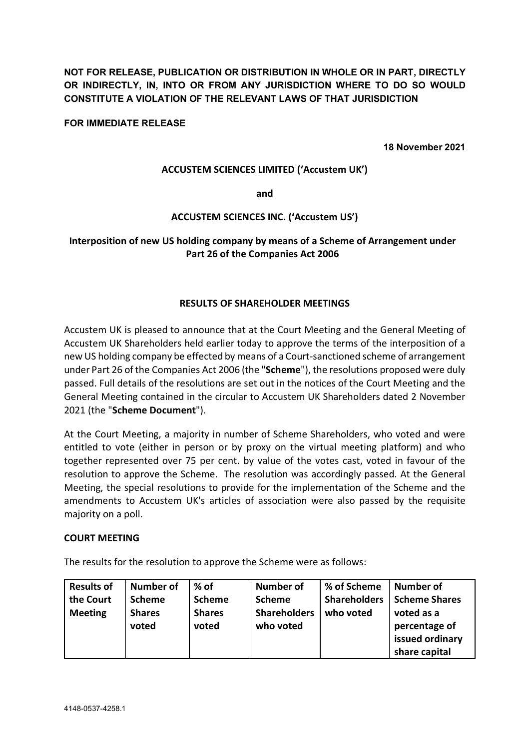**NOT FOR RELEASE, PUBLICATION OR DISTRIBUTION IN WHOLE OR IN PART, DIRECTLY OR INDIRECTLY, IN, INTO OR FROM ANY JURISDICTION WHERE TO DO SO WOULD CONSTITUTE A VIOLATION OF THE RELEVANT LAWS OF THAT JURISDICTION**

**FOR IMMEDIATE RELEASE**

**18 November 2021**

**ACCUSTEM SCIENCES LIMITED ('Accustem UK')**

**and**

**ACCUSTEM SCIENCES INC. ('Accustem US')**

**Interposition of new US holding company by means of a Scheme of Arrangement under Part 26 of the Companies Act 2006**

**RESULTS OF SHAREHOLDER MEETINGS**

Accustem UK is pleased to announce that at the Court Meeting and the General Meeting of Accustem UK Shareholders held earlier today to approve the terms of the interposition of a new US holding company be effected by means of a Court-sanctioned scheme of arrangement under Part 26 of the Companies Act 2006 (the "**Scheme**"), the resolutions proposed were duly passed. Full details of the resolutions are set out in the notices of the Court Meeting and the General Meeting contained in the circular to Accustem UK Shareholders dated 2 November 2021 (the "**Scheme Document**").

At the Court Meeting, a majority in number of Scheme Shareholders, who voted and were entitled to vote (either in person or by proxy on the virtual meeting platform) and who together represented over 75 per cent. by value of the votes cast, voted in favour of the resolution to approve the Scheme. The resolution was accordingly passed. At the General Meeting, the special resolutions to provide for the implementation of the Scheme and the amendments to Accustem UK's articles of association were also passed by the requisite majority on a poll.

**COURT MEETING**

The results for the resolution to approve the Scheme were as follows:

| Results of the Court Meeting | Number of Scheme Shares voted | % of Scheme Shares voted | Number of Scheme Shareholders who voted | % of Scheme Shareholders who voted | Number of Scheme Shares voted as a percentage of issued ordinary share capital |
|---|---|---|---|---|---|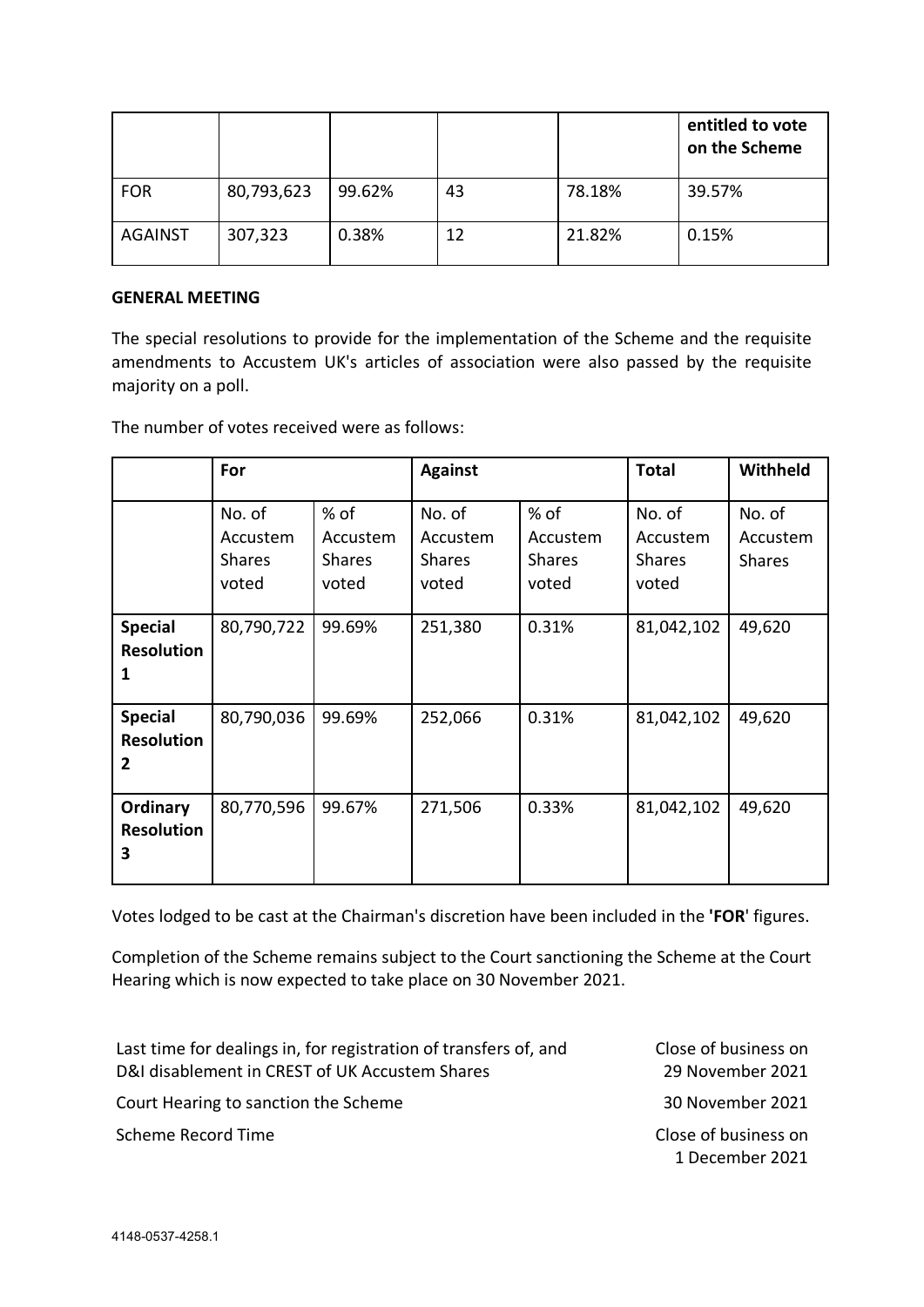|  |  |  |  |  | entitled to vote on the Scheme |
|---|---|---|---|---|---|
| FOR | 80,793,623 | 99.62% | 43 | 78.18% | 39.57% |
| AGAINST | 307,323 | 0.38% | 12 | 21.82% | 0.15% |

**GENERAL MEETING**

The special resolutions to provide for the implementation of the Scheme and the requisite amendments to Accustem UK's articles of association were also passed by the requisite majority on a poll.

The number of votes received were as follows:

|  | For |  | Against |  | Total | Withheld |
|---|---|---|---|---|---|---|
|  | No. of Accustem Shares voted | % of Accustem Shares voted | No. of Accustem Shares voted | % of Accustem Shares voted | No. of Accustem Shares voted | No. of Accustem Shares |
| **Special Resolution 1** | 80,790,722 | 99.69% | 251,380 | 0.31% | 81,042,102 | 49,620 |
| **Special Resolution 2** | 80,790,036 | 99.69% | 252,066 | 0.31% | 81,042,102 | 49,620 |
| **Ordinary Resolution 3** | 80,770,596 | 99.67% | 271,506 | 0.33% | 81,042,102 | 49,620 |

Votes lodged to be cast at the Chairman's discretion have been included in the **'FOR'** figures.

Completion of the Scheme remains subject to the Court sanctioning the Scheme at the Court Hearing which is now expected to take place on 30 November 2021.

| | |
|---|---|
| Last time for dealings in, for registration of transfers of, and D&I disablement in CREST of UK Accustem Shares | Close of business on 29 November 2021 |
| Court Hearing to sanction the Scheme | 30 November 2021 |
| Scheme Record Time | Close of business on 1 December 2021 |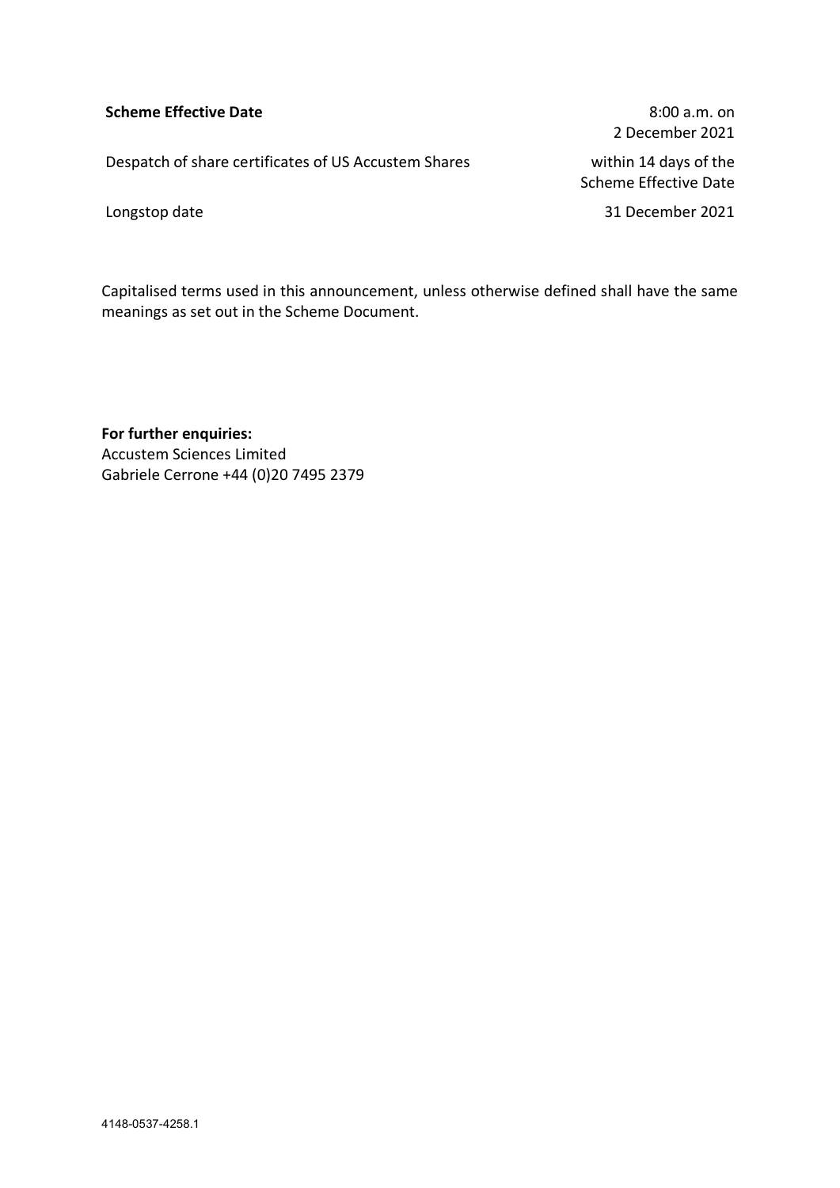| | |
|---|---|
| **Scheme Effective Date** | 8:00 a.m. on 2 December 2021 |
| Despatch of share certificates of US Accustem Shares | within 14 days of the Scheme Effective Date |
| Longstop date | 31 December 2021 |

Capitalised terms used in this announcement, unless otherwise defined shall have the same meanings as set out in the Scheme Document.

**For further enquiries:**
Accustem Sciences Limited
Gabriele Cerrone +44 (0)20 7495 2379

4148-0537-4258.1